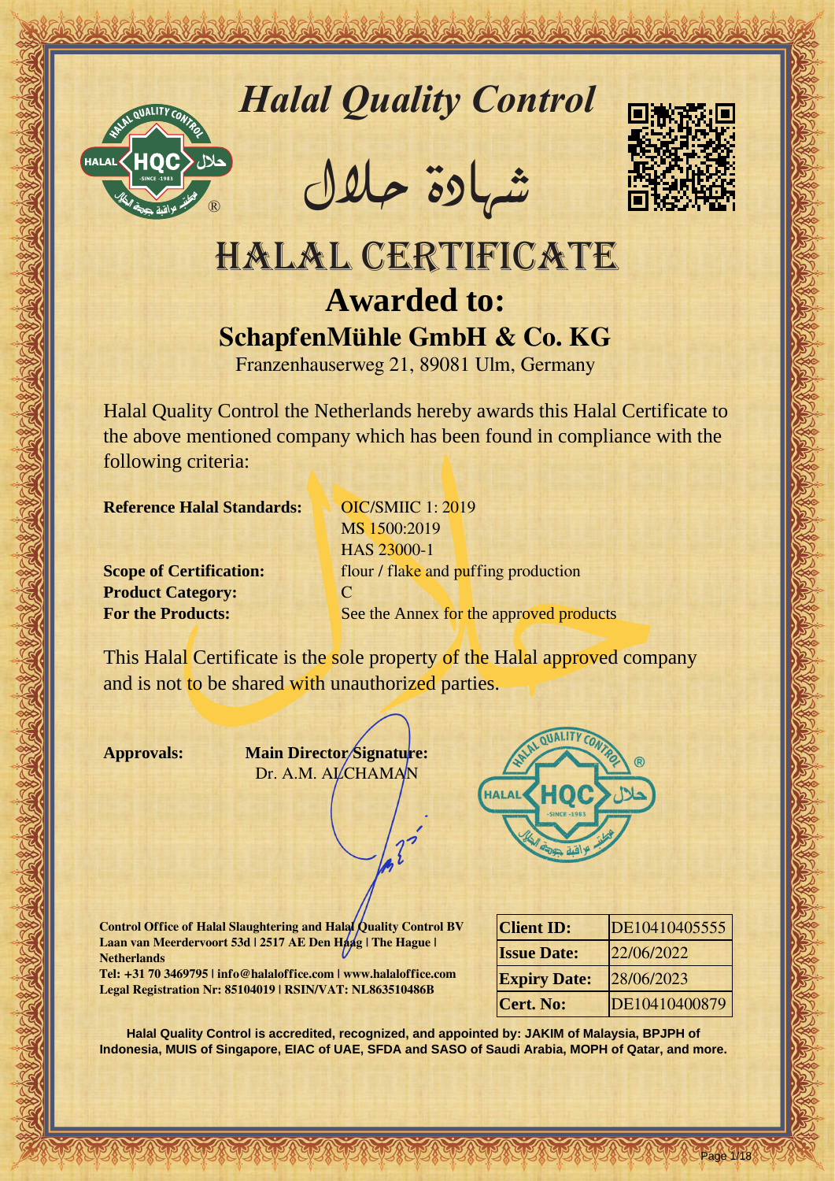# *Halal Quality Control*

شهادة حلال

# HALAL CERTIFICATE

## Awarded to:

## SchapfenMühle GmbH & Co. KG

Franzenhauserweg 21, 89081 Ulm, Germany

Halal Quality Control the Netherlands hereby awards this Halal Certificate to the above mentioned company which has been found in compliance with the following criteria:

**Reference Halal Standards:** OIC/SMIIC 1: 2019
MS 1500:2019
HAS 23000-1

**Scope of Certification:** flour / flake and puffing production

**Product Category:** C

**For the Products:** See the Annex for the approved products

This Halal Certificate is the sole property of the Halal approved company and is not to be shared with unauthorized parties.

**Approvals:**

**Main Director Signature:**
Dr. A.M. ALCHAMAN

**Control Office of Halal Slaughtering and Halal Quality Control BV**
**Laan van Meerdervoort 53d | 2517 AE Den Haag | The Hague | Netherlands**
**Tel: +31 70 3469795 | info@halaloffice.com | www.halaloffice.com**
**Legal Registration Nr: 85104019 | RSIN/VAT: NL863510486B**

| | |
|---|---|
| **Client ID:** | DE10410405555 |
| **Issue Date:** | 22/06/2022 |
| **Expiry Date:** | 28/06/2023 |
| **Cert. No:** | DE10410400879 |

**Halal Quality Control is accredited, recognized, and appointed by: JAKIM of Malaysia, BPJPH of Indonesia, MUIS of Singapore, EIAC of UAE, SFDA and SASO of Saudi Arabia, MOPH of Qatar, and more.**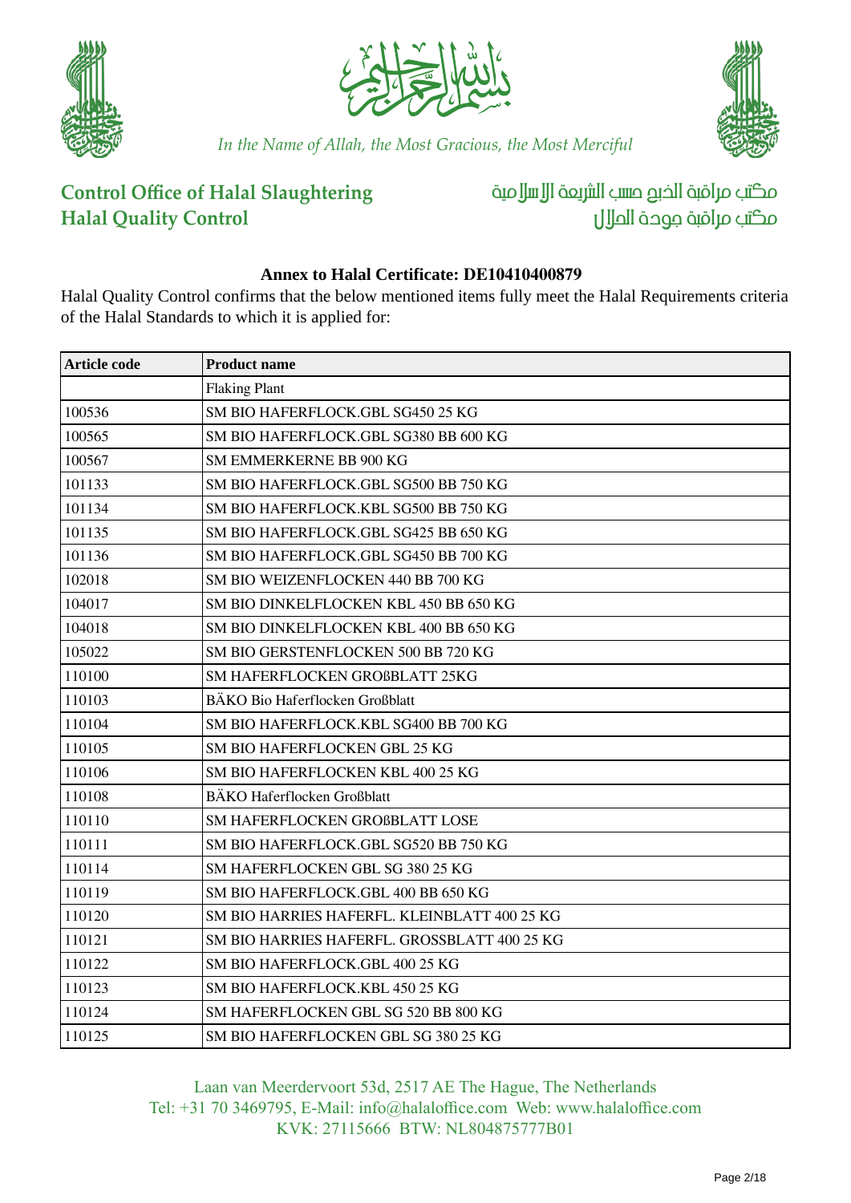*In the Name of Allah, the Most Gracious, the Most Merciful*

**Control Office of Halal Slaughtering**
**Halal Quality Control**

مكتب مراقبة الذبح حسب الشريعة الإسلامية
مكتب مراقبة جودة الحلال

## Annex to Halal Certificate: DE10410400879

Halal Quality Control confirms that the below mentioned items fully meet the Halal Requirements criteria of the Halal Standards to which it is applied for:

| Article code | Product name |
|---|---|
| | Flaking Plant |
| 100536 | SM BIO HAFERFLOCK.GBL SG450 25 KG |
| 100565 | SM BIO HAFERFLOCK.GBL SG380 BB 600 KG |
| 100567 | SM EMMERKERNE BB 900 KG |
| 101133 | SM BIO HAFERFLOCK.GBL SG500 BB 750 KG |
| 101134 | SM BIO HAFERFLOCK.KBL SG500 BB 750 KG |
| 101135 | SM BIO HAFERFLOCK.GBL SG425 BB 650 KG |
| 101136 | SM BIO HAFERFLOCK.GBL SG450 BB 700 KG |
| 102018 | SM BIO WEIZENFLOCKEN 440 BB 700 KG |
| 104017 | SM BIO DINKELFLOCKEN KBL 450 BB 650 KG |
| 104018 | SM BIO DINKELFLOCKEN KBL 400 BB 650 KG |
| 105022 | SM BIO GERSTENFLOCKEN 500 BB 720 KG |
| 110100 | SM HAFERFLOCKEN GROßBLATT 25KG |
| 110103 | BÄKO Bio Haferflocken Großblatt |
| 110104 | SM BIO HAFERFLOCK.KBL SG400 BB 700 KG |
| 110105 | SM BIO HAFERFLOCKEN GBL 25 KG |
| 110106 | SM BIO HAFERFLOCKEN KBL 400 25 KG |
| 110108 | BÄKO Haferflocken Großblatt |
| 110110 | SM HAFERFLOCKEN GROßBLATT LOSE |
| 110111 | SM BIO HAFERFLOCK.GBL SG520 BB 750 KG |
| 110114 | SM HAFERFLOCKEN GBL SG 380 25 KG |
| 110119 | SM BIO HAFERFLOCK.GBL 400 BB 650 KG |
| 110120 | SM BIO HARRIES HAFERFL. KLEINBLATT 400 25 KG |
| 110121 | SM BIO HARRIES HAFERFL. GROSSBLATT 400 25 KG |
| 110122 | SM BIO HAFERFLOCK.GBL 400 25 KG |
| 110123 | SM BIO HAFERFLOCK.KBL 450 25 KG |
| 110124 | SM HAFERFLOCKEN GBL SG 520 BB 800 KG |
| 110125 | SM BIO HAFERFLOCKEN GBL SG 380 25 KG |

Laan van Meerdervoort 53d, 2517 AE The Hague, The Netherlands
Tel: +31 70 3469795, E-Mail: info@halaloffice.com Web: www.halaloffice.com
KVK: 27115666 BTW: NL804875777B01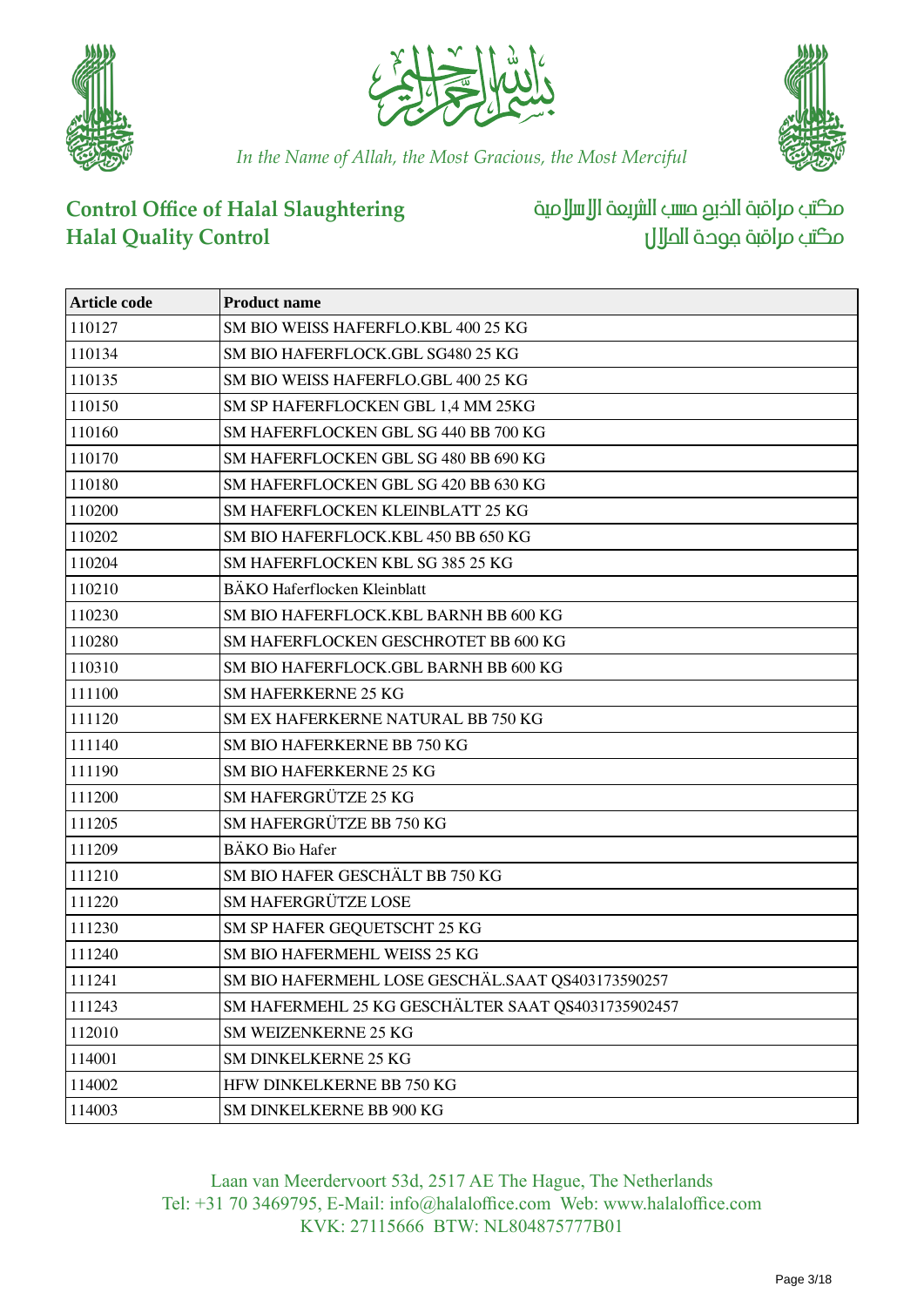| Article code | Product name |
|---|---|
| 110127 | SM BIO WEISS HAFERFLO.KBL 400 25 KG |
| 110134 | SM BIO HAFERFLOCK.GBL SG480 25 KG |
| 110135 | SM BIO WEISS HAFERFLO.GBL 400 25 KG |
| 110150 | SM SP HAFERFLOCKEN GBL 1,4 MM 25KG |
| 110160 | SM HAFERFLOCKEN GBL SG 440 BB 700 KG |
| 110170 | SM HAFERFLOCKEN GBL SG 480 BB 690 KG |
| 110180 | SM HAFERFLOCKEN GBL SG 420 BB 630 KG |
| 110200 | SM HAFERFLOCKEN KLEINBLATT 25 KG |
| 110202 | SM BIO HAFERFLOCK.KBL 450 BB 650 KG |
| 110204 | SM HAFERFLOCKEN KBL SG 385 25 KG |
| 110210 | BÄKO Haferflocken Kleinblatt |
| 110230 | SM BIO HAFERFLOCK.KBL BARNH BB 600 KG |
| 110280 | SM HAFERFLOCKEN GESCHROTET BB 600 KG |
| 110310 | SM BIO HAFERFLOCK.GBL BARNH BB 600 KG |
| 111100 | SM HAFERKERNE 25 KG |
| 111120 | SM EX HAFERKERNE NATURAL BB 750 KG |
| 111140 | SM BIO HAFERKERNE BB 750 KG |
| 111190 | SM BIO HAFERKERNE 25 KG |
| 111200 | SM HAFERGRÜTZE 25 KG |
| 111205 | SM HAFERGRÜTZE BB 750 KG |
| 111209 | BÄKO Bio Hafer |
| 111210 | SM BIO HAFER GESCHÄLT BB 750 KG |
| 111220 | SM HAFERGRÜTZE LOSE |
| 111230 | SM SP HAFER GEQUETSCHT 25 KG |
| 111240 | SM BIO HAFERMEHL WEISS 25 KG |
| 111241 | SM BIO HAFERMEHL LOSE GESCHÄL.SAAT QS403173590257 |
| 111243 | SM HAFERMEHL 25 KG GESCHÄLTER SAAT QS4031735902457 |
| 112010 | SM WEIZENKERNE 25 KG |
| 114001 | SM DINKELKERNE 25 KG |
| 114002 | HFW DINKELKERNE BB 750 KG |
| 114003 | SM DINKELKERNE BB 900 KG |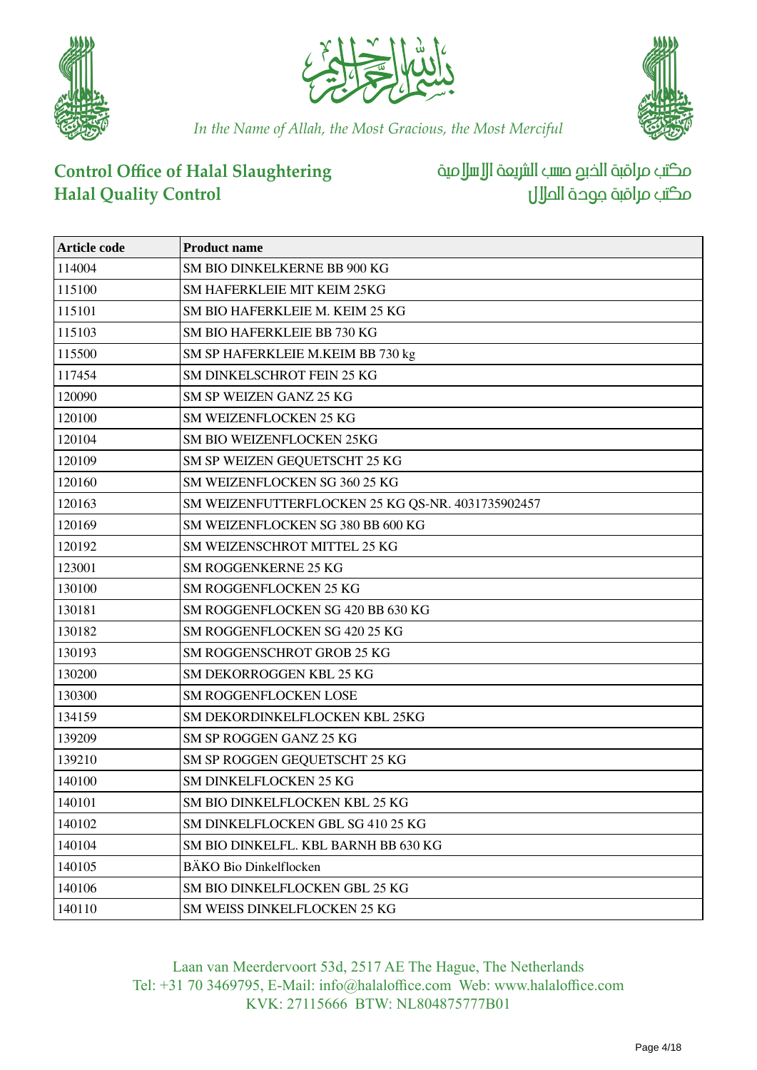| Article code | Product name |
|---|---|
| 114004 | SM BIO DINKELKERNE BB 900 KG |
| 115100 | SM HAFERKLEIE MIT KEIM 25KG |
| 115101 | SM BIO HAFERKLEIE M. KEIM 25 KG |
| 115103 | SM BIO HAFERKLEIE BB 730 KG |
| 115500 | SM SP HAFERKLEIE M.KEIM BB 730 kg |
| 117454 | SM DINKELSCHROT FEIN 25 KG |
| 120090 | SM SP WEIZEN GANZ 25 KG |
| 120100 | SM WEIZENFLOCKEN 25 KG |
| 120104 | SM BIO WEIZENFLOCKEN 25KG |
| 120109 | SM SP WEIZEN GEQUETSCHT 25 KG |
| 120160 | SM WEIZENFLOCKEN SG 360 25 KG |
| 120163 | SM WEIZENFUTTERFLOCKEN 25 KG QS-NR. 4031735902457 |
| 120169 | SM WEIZENFLOCKEN SG 380 BB 600 KG |
| 120192 | SM WEIZENSCHROT MITTEL 25 KG |
| 123001 | SM ROGGENKERNE 25 KG |
| 130100 | SM ROGGENFLOCKEN 25 KG |
| 130181 | SM ROGGENFLOCKEN SG 420 BB 630 KG |
| 130182 | SM ROGGENFLOCKEN SG 420 25 KG |
| 130193 | SM ROGGENSCHROT GROB 25 KG |
| 130200 | SM DEKORROGGEN KBL 25 KG |
| 130300 | SM ROGGENFLOCKEN LOSE |
| 134159 | SM DEKORDINKELFLOCKEN KBL 25KG |
| 139209 | SM SP ROGGEN GANZ 25 KG |
| 139210 | SM SP ROGGEN GEQUETSCHT 25 KG |
| 140100 | SM DINKELFLOCKEN 25 KG |
| 140101 | SM BIO DINKELFLOCKEN KBL 25 KG |
| 140102 | SM DINKELFLOCKEN GBL SG 410 25 KG |
| 140104 | SM BIO DINKELFL. KBL BARNH BB 630 KG |
| 140105 | BÄKO Bio Dinkelflocken |
| 140106 | SM BIO DINKELFLOCKEN GBL 25 KG |
| 140110 | SM WEISS DINKELFLOCKEN 25 KG |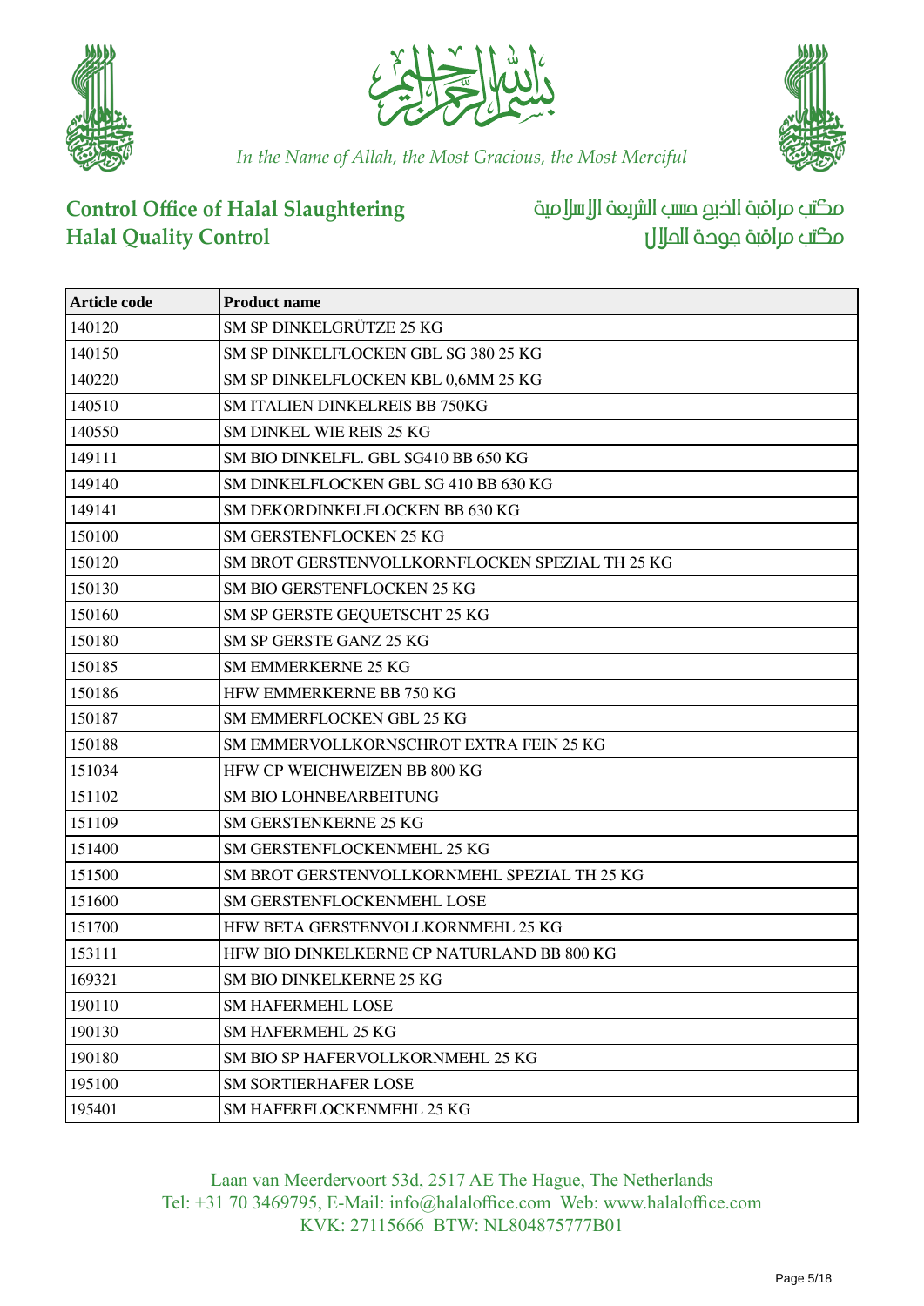In the Name of Allah, the Most Gracious, the Most Merciful

**Control Office of Halal Slaughtering**
**Halal Quality Control**

مكتب مراقبة الذبح حسب الشريعة الإسلامية
مكتب مراقبة جودة الحلال

| Article code | Product name |
|---|---|
| 140120 | SM SP DINKELGRÜTZE 25 KG |
| 140150 | SM SP DINKELFLOCKEN GBL SG 380 25 KG |
| 140220 | SM SP DINKELFLOCKEN KBL 0,6MM 25 KG |
| 140510 | SM ITALIEN DINKELREIS BB 750KG |
| 140550 | SM DINKEL WIE REIS 25 KG |
| 149111 | SM BIO DINKELFL. GBL SG410 BB 650 KG |
| 149140 | SM DINKELFLOCKEN GBL SG 410 BB 630 KG |
| 149141 | SM DEKORDINKELFLOCKEN BB 630 KG |
| 150100 | SM GERSTENFLOCKEN 25 KG |
| 150120 | SM BROT GERSTENVOLLKORNFLOCKEN SPEZIAL TH 25 KG |
| 150130 | SM BIO GERSTENFLOCKEN 25 KG |
| 150160 | SM SP GERSTE GEQUETSCHT 25 KG |
| 150180 | SM SP GERSTE GANZ 25 KG |
| 150185 | SM EMMERKERNE 25 KG |
| 150186 | HFW EMMERKERNE BB 750 KG |
| 150187 | SM EMMERFLOCKEN GBL 25 KG |
| 150188 | SM EMMERVOLLKORNSCHROT EXTRA FEIN 25 KG |
| 151034 | HFW CP WEICHWEIZEN BB 800 KG |
| 151102 | SM BIO LOHNBEARBEITUNG |
| 151109 | SM GERSTENKERNE 25 KG |
| 151400 | SM GERSTENFLOCKENMEHL 25 KG |
| 151500 | SM BROT GERSTENVOLLKORNMEHL SPEZIAL TH 25 KG |
| 151600 | SM GERSTENFLOCKENMEHL LOSE |
| 151700 | HFW BETA GERSTENVOLLKORNMEHL 25 KG |
| 153111 | HFW BIO DINKELKERNE CP NATURLAND BB 800 KG |
| 169321 | SM BIO DINKELKERNE 25 KG |
| 190110 | SM HAFERMEHL LOSE |
| 190130 | SM HAFERMEHL 25 KG |
| 190180 | SM BIO SP HAFERVOLLKORNMEHL 25 KG |
| 195100 | SM SORTIERHAFER LOSE |
| 195401 | SM HAFERFLOCKENMEHL 25 KG |

Laan van Meerdervoort 53d, 2517 AE The Hague, The Netherlands
Tel: +31 70 3469795, E-Mail: info@halaloffice.com Web: www.halaloffice.com
KVK: 27115666 BTW: NL804875777B01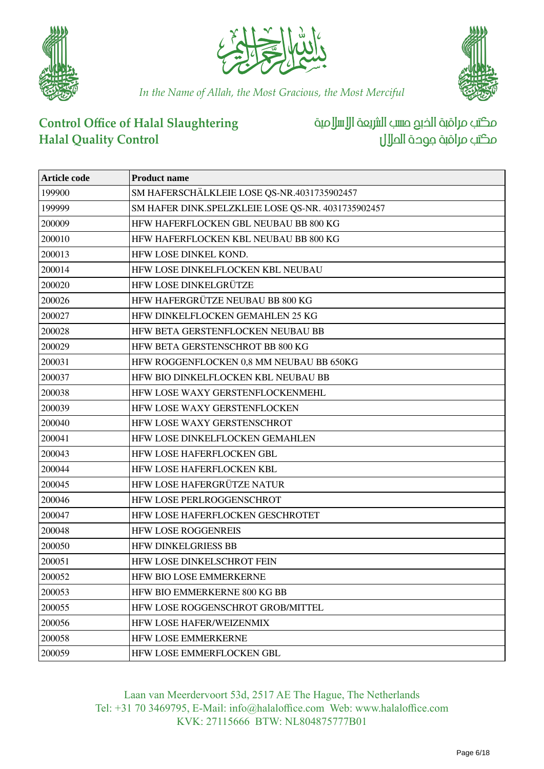In the Name of Allah, the Most Gracious, the Most Merciful

**Control Office of Halal Slaughtering**
**Halal Quality Control**

مكتب مراقبة الذبح حسب الشريعة الإسلامية
مكتب مراقبة جودة الحلال

| Article code | Product name |
|---|---|
| 199900 | SM HAFERSCHÄLKLEIE LOSE QS-NR.4031735902457 |
| 199999 | SM HAFER DINK.SPELZKLEIE LOSE QS-NR. 4031735902457 |
| 200009 | HFW HAFERFLOCKEN GBL NEUBAU BB 800 KG |
| 200010 | HFW HAFERFLOCKEN KBL NEUBAU BB 800 KG |
| 200013 | HFW LOSE DINKEL KOND. |
| 200014 | HFW LOSE DINKELFLOCKEN KBL NEUBAU |
| 200020 | HFW LOSE DINKELGRÜTZE |
| 200026 | HFW HAFERGRÜTZE NEUBAU BB 800 KG |
| 200027 | HFW DINKELFLOCKEN GEMAHLEN 25 KG |
| 200028 | HFW BETA GERSTENFLOCKEN NEUBAU BB |
| 200029 | HFW BETA GERSTENSCHROT BB 800 KG |
| 200031 | HFW ROGGENFLOCKEN 0,8 MM NEUBAU BB 650KG |
| 200037 | HFW BIO DINKELFLOCKEN KBL NEUBAU BB |
| 200038 | HFW LOSE WAXY GERSTENFLOCKENMEHL |
| 200039 | HFW LOSE WAXY GERSTENFLOCKEN |
| 200040 | HFW LOSE WAXY GERSTENSCHROT |
| 200041 | HFW LOSE DINKELFLOCKEN GEMAHLEN |
| 200043 | HFW LOSE HAFERFLOCKEN GBL |
| 200044 | HFW LOSE HAFERFLOCKEN KBL |
| 200045 | HFW LOSE HAFERGRÜTZE NATUR |
| 200046 | HFW LOSE PERLROGGENSCHROT |
| 200047 | HFW LOSE HAFERFLOCKEN GESCHROTET |
| 200048 | HFW LOSE ROGGENREIS |
| 200050 | HFW DINKELGRIESS BB |
| 200051 | HFW LOSE DINKELSCHROT FEIN |
| 200052 | HFW BIO LOSE EMMERKERNE |
| 200053 | HFW BIO EMMERKERNE 800 KG BB |
| 200055 | HFW LOSE ROGGENSCHROT GROB/MITTEL |
| 200056 | HFW LOSE HAFER/WEIZENMIX |
| 200058 | HFW LOSE EMMERKERNE |
| 200059 | HFW LOSE EMMERFLOCKEN GBL |

Laan van Meerdervoort 53d, 2517 AE The Hague, The Netherlands
Tel: +31 70 3469795, E-Mail: info@halaloffice.com Web: www.halaloffice.com
KVK: 27115666 BTW: NL804875777B01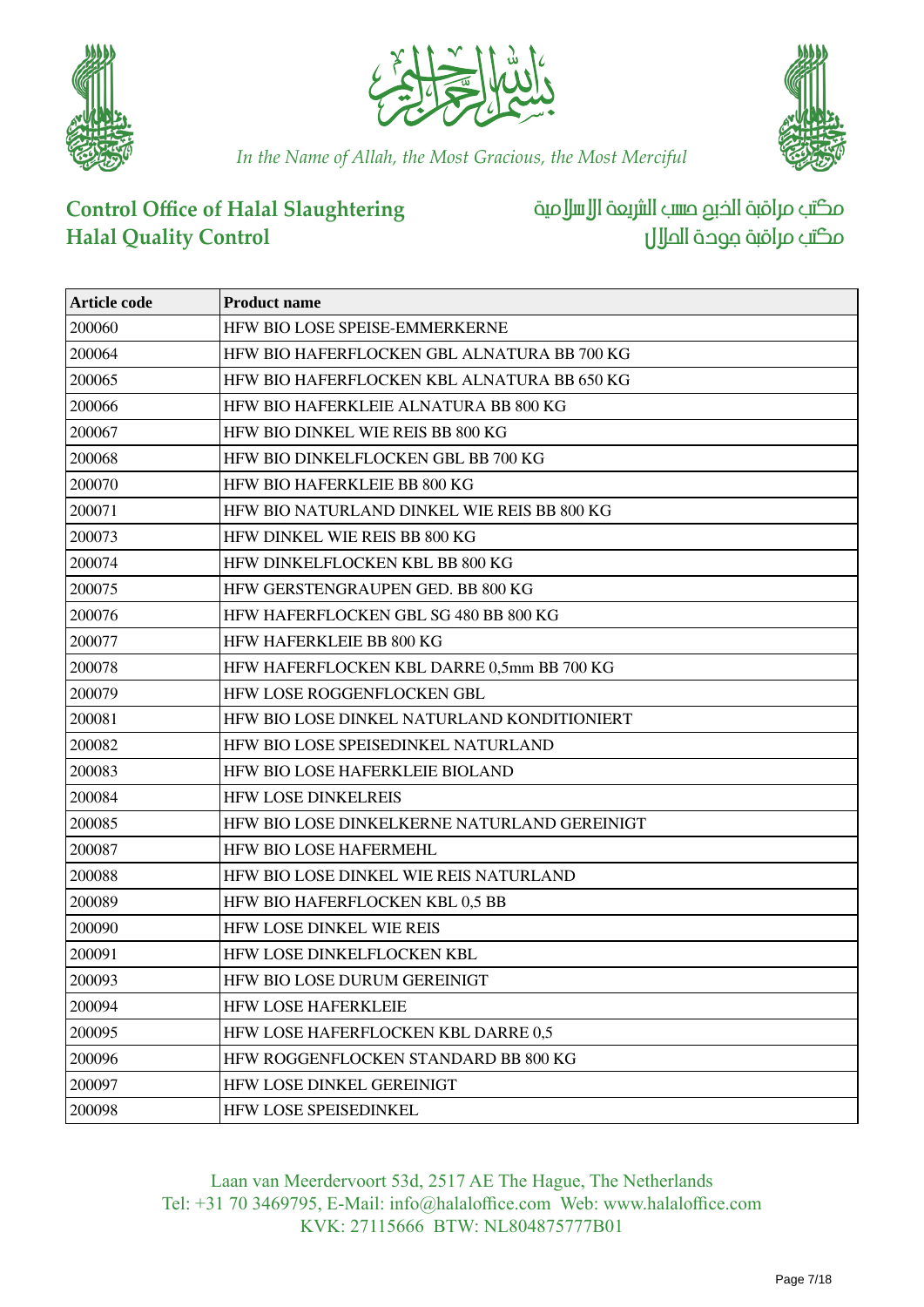In the Name of Allah, the Most Gracious, the Most Merciful

**Control Office of Halal Slaughtering**
**Halal Quality Control**

مكتب مراقبة الذبح حسب الشريعة الإسلامية
مكتب مراقبة جودة الحلال

| Article code | Product name |
|---|---|
| 200060 | HFW BIO LOSE SPEISE-EMMERKERNE |
| 200064 | HFW BIO HAFERFLOCKEN GBL ALNATURA BB 700 KG |
| 200065 | HFW BIO HAFERFLOCKEN KBL ALNATURA BB 650 KG |
| 200066 | HFW BIO HAFERKLEIE ALNATURA BB 800 KG |
| 200067 | HFW BIO DINKEL WIE REIS BB 800 KG |
| 200068 | HFW BIO DINKELFLOCKEN GBL BB 700 KG |
| 200070 | HFW BIO HAFERKLEIE BB 800 KG |
| 200071 | HFW BIO NATURLAND DINKEL WIE REIS BB 800 KG |
| 200073 | HFW DINKEL WIE REIS BB 800 KG |
| 200074 | HFW DINKELFLOCKEN KBL BB 800 KG |
| 200075 | HFW GERSTENGRAUPEN GED. BB 800 KG |
| 200076 | HFW HAFERFLOCKEN GBL SG 480 BB 800 KG |
| 200077 | HFW HAFERKLEIE BB 800 KG |
| 200078 | HFW HAFERFLOCKEN KBL DARRE 0,5mm BB 700 KG |
| 200079 | HFW LOSE ROGGENFLOCKEN GBL |
| 200081 | HFW BIO LOSE DINKEL NATURLAND KONDITIONIERT |
| 200082 | HFW BIO LOSE SPEISEDINKEL NATURLAND |
| 200083 | HFW BIO LOSE HAFERKLEIE BIOLAND |
| 200084 | HFW LOSE DINKELREIS |
| 200085 | HFW BIO LOSE DINKELKERNE NATURLAND GEREINIGT |
| 200087 | HFW BIO LOSE HAFERMEHL |
| 200088 | HFW BIO LOSE DINKEL WIE REIS NATURLAND |
| 200089 | HFW BIO HAFERFLOCKEN KBL 0,5 BB |
| 200090 | HFW LOSE DINKEL WIE REIS |
| 200091 | HFW LOSE DINKELFLOCKEN KBL |
| 200093 | HFW BIO LOSE DURUM GEREINIGT |
| 200094 | HFW LOSE HAFERKLEIE |
| 200095 | HFW LOSE HAFERFLOCKEN KBL DARRE 0,5 |
| 200096 | HFW ROGGENFLOCKEN STANDARD BB 800 KG |
| 200097 | HFW LOSE DINKEL GEREINIGT |
| 200098 | HFW LOSE SPEISEDINKEL |

Laan van Meerdervoort 53d, 2517 AE The Hague, The Netherlands
Tel: +31 70 3469795, E-Mail: info@halaloffice.com Web: www.halaloffice.com
KVK: 27115666 BTW: NL804875777B01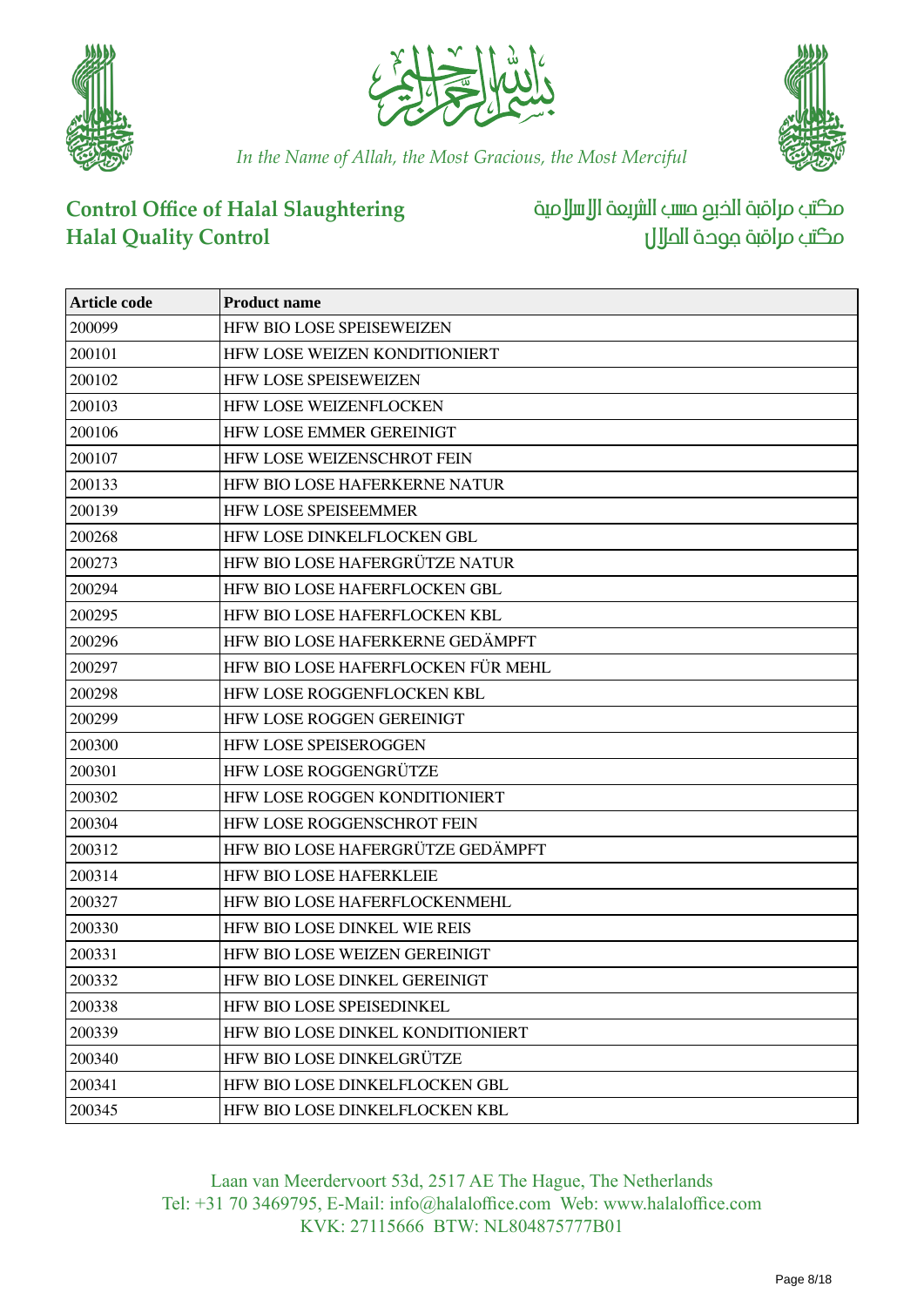In the Name of Allah, the Most Gracious, the Most Merciful

**Control Office of Halal Slaughtering**
**Halal Quality Control**

مكتب مراقبة الذبح حسب الشريعة الإسلامية
مكتب مراقبة جودة الحلال

| Article code | Product name |
|---|---|
| 200099 | HFW BIO LOSE SPEISEWEIZEN |
| 200101 | HFW LOSE WEIZEN KONDITIONIERT |
| 200102 | HFW LOSE SPEISEWEIZEN |
| 200103 | HFW LOSE WEIZENFLOCKEN |
| 200106 | HFW LOSE EMMER GEREINIGT |
| 200107 | HFW LOSE WEIZENSCHROT FEIN |
| 200133 | HFW BIO LOSE HAFERKERNE NATUR |
| 200139 | HFW LOSE SPEISEEMMER |
| 200268 | HFW LOSE DINKELFLOCKEN GBL |
| 200273 | HFW BIO LOSE HAFERGRÜTZE NATUR |
| 200294 | HFW BIO LOSE HAFERFLOCKEN GBL |
| 200295 | HFW BIO LOSE HAFERFLOCKEN KBL |
| 200296 | HFW BIO LOSE HAFERKERNE GEDÄMPFT |
| 200297 | HFW BIO LOSE HAFERFLOCKEN FÜR MEHL |
| 200298 | HFW LOSE ROGGENFLOCKEN KBL |
| 200299 | HFW LOSE ROGGEN GEREINIGT |
| 200300 | HFW LOSE SPEISEROGGEN |
| 200301 | HFW LOSE ROGGENGRÜTZE |
| 200302 | HFW LOSE ROGGEN KONDITIONIERT |
| 200304 | HFW LOSE ROGGENSCHROT FEIN |
| 200312 | HFW BIO LOSE HAFERGRÜTZE GEDÄMPFT |
| 200314 | HFW BIO LOSE HAFERKLEIE |
| 200327 | HFW BIO LOSE HAFERFLOCKENMEHL |
| 200330 | HFW BIO LOSE DINKEL WIE REIS |
| 200331 | HFW BIO LOSE WEIZEN GEREINIGT |
| 200332 | HFW BIO LOSE DINKEL GEREINIGT |
| 200338 | HFW BIO LOSE SPEISEDINKEL |
| 200339 | HFW BIO LOSE DINKEL KONDITIONIERT |
| 200340 | HFW BIO LOSE DINKELGRÜTZE |
| 200341 | HFW BIO LOSE DINKELFLOCKEN GBL |
| 200345 | HFW BIO LOSE DINKELFLOCKEN KBL |

Laan van Meerdervoort 53d, 2517 AE The Hague, The Netherlands
Tel: +31 70 3469795, E-Mail: info@halaloffice.com Web: www.halaloffice.com
KVK: 27115666 BTW: NL804875777B01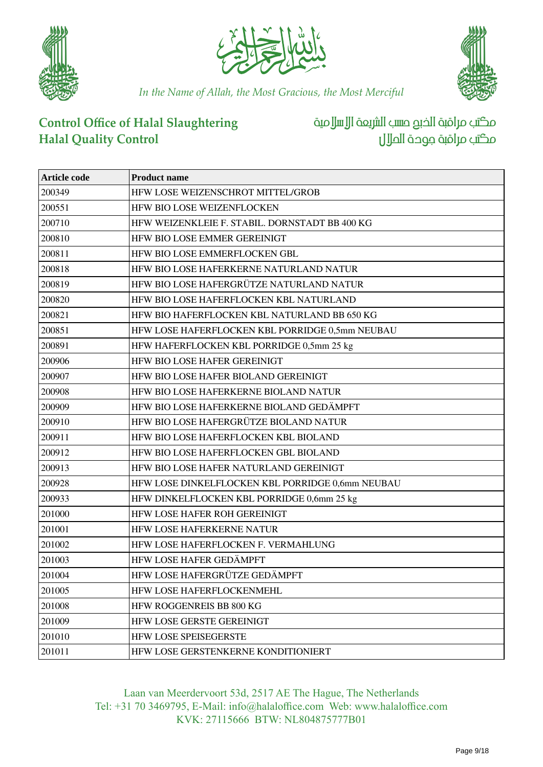In the Name of Allah, the Most Gracious, the Most Merciful

**Control Office of Halal Slaughtering**
**Halal Quality Control**

مكتب مراقبة الذبح حسب الشريعة الإسلامية
مكتب مراقبة جودة الحلال

| Article code | Product name |
|---|---|
| 200349 | HFW LOSE WEIZENSCHROT MITTEL/GROB |
| 200551 | HFW BIO LOSE WEIZENFLOCKEN |
| 200710 | HFW WEIZENKLEIE F. STABIL. DORNSTADT BB 400 KG |
| 200810 | HFW BIO LOSE EMMER GEREINIGT |
| 200811 | HFW BIO LOSE EMMERFLOCKEN GBL |
| 200818 | HFW BIO LOSE HAFERKERNE NATURLAND NATUR |
| 200819 | HFW BIO LOSE HAFERGRÜTZE NATURLAND NATUR |
| 200820 | HFW BIO LOSE HAFERFLOCKEN KBL NATURLAND |
| 200821 | HFW BIO HAFERFLOCKEN KBL NATURLAND BB 650 KG |
| 200851 | HFW LOSE HAFERFLOCKEN KBL PORRIDGE 0,5mm NEUBAU |
| 200891 | HFW HAFERFLOCKEN KBL PORRIDGE 0,5mm 25 kg |
| 200906 | HFW BIO LOSE HAFER GEREINIGT |
| 200907 | HFW BIO LOSE HAFER BIOLAND GEREINIGT |
| 200908 | HFW BIO LOSE HAFERKERNE BIOLAND NATUR |
| 200909 | HFW BIO LOSE HAFERKERNE BIOLAND GEDÄMPFT |
| 200910 | HFW BIO LOSE HAFERGRÜTZE BIOLAND NATUR |
| 200911 | HFW BIO LOSE HAFERFLOCKEN KBL BIOLAND |
| 200912 | HFW BIO LOSE HAFERFLOCKEN GBL BIOLAND |
| 200913 | HFW BIO LOSE HAFER NATURLAND GEREINIGT |
| 200928 | HFW LOSE DINKELFLOCKEN KBL PORRIDGE 0,6mm NEUBAU |
| 200933 | HFW DINKELFLOCKEN KBL PORRIDGE 0,6mm 25 kg |
| 201000 | HFW LOSE HAFER ROH GEREINIGT |
| 201001 | HFW LOSE HAFERKERNE NATUR |
| 201002 | HFW LOSE HAFERFLOCKEN F. VERMAHLUNG |
| 201003 | HFW LOSE HAFER GEDÄMPFT |
| 201004 | HFW LOSE HAFERGRÜTZE GEDÄMPFT |
| 201005 | HFW LOSE HAFERFLOCKENMEHL |
| 201008 | HFW ROGGENREIS BB 800 KG |
| 201009 | HFW LOSE GERSTE GEREINIGT |
| 201010 | HFW LOSE SPEISEGERSTE |
| 201011 | HFW LOSE GERSTENKERNE KONDITIONIERT |

Laan van Meerdervoort 53d, 2517 AE The Hague, The Netherlands
Tel: +31 70 3469795, E-Mail: info@halaloffice.com Web: www.halaloffice.com
KVK: 27115666 BTW: NL804875777B01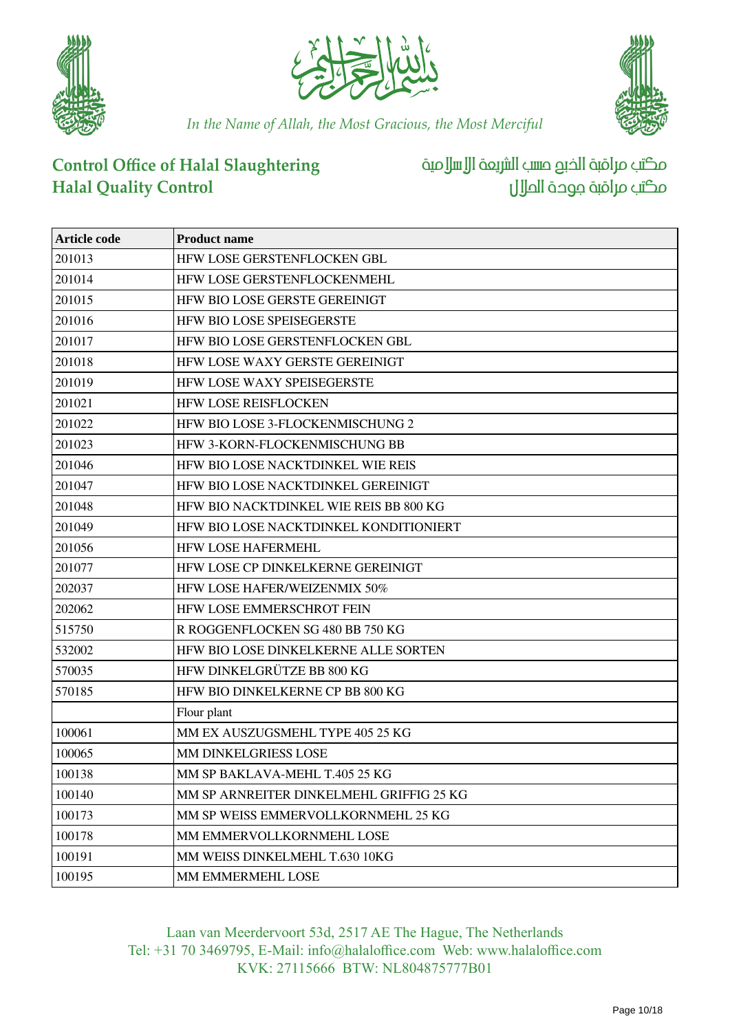In the Name of Allah, the Most Gracious, the Most Merciful

**Control Office of Halal Slaughtering**
**Halal Quality Control**

مكتب مراقبة الذبح حسب الشريعة الإسلامية
مكتب مراقبة جودة الحلال

| Article code | Product name |
|---|---|
| 201013 | HFW LOSE GERSTENFLOCKEN GBL |
| 201014 | HFW LOSE GERSTENFLOCKENMEHL |
| 201015 | HFW BIO LOSE GERSTE GEREINIGT |
| 201016 | HFW BIO LOSE SPEISEGERSTE |
| 201017 | HFW BIO LOSE GERSTENFLOCKEN GBL |
| 201018 | HFW LOSE WAXY GERSTE GEREINIGT |
| 201019 | HFW LOSE WAXY SPEISEGERSTE |
| 201021 | HFW LOSE REISFLOCKEN |
| 201022 | HFW BIO LOSE 3-FLOCKENMISCHUNG 2 |
| 201023 | HFW 3-KORN-FLOCKENMISCHUNG BB |
| 201046 | HFW BIO LOSE NACKTDINKEL WIE REIS |
| 201047 | HFW BIO LOSE NACKTDINKEL GEREINIGT |
| 201048 | HFW BIO NACKTDINKEL WIE REIS BB 800 KG |
| 201049 | HFW BIO LOSE NACKTDINKEL KONDITIONIERT |
| 201056 | HFW LOSE HAFERMEHL |
| 201077 | HFW LOSE CP DINKELKERNE GEREINIGT |
| 202037 | HFW LOSE HAFER/WEIZENMIX 50% |
| 202062 | HFW LOSE EMMERSCHROT FEIN |
| 515750 | R ROGGENFLOCKEN SG 480 BB 750 KG |
| 532002 | HFW BIO LOSE DINKELKERNE ALLE SORTEN |
| 570035 | HFW DINKELGRÜTZE BB 800 KG |
| 570185 | HFW BIO DINKELKERNE CP BB 800 KG |
| | Flour plant |
| 100061 | MM EX AUSZUGSMEHL TYPE 405 25 KG |
| 100065 | MM DINKELGRIESS LOSE |
| 100138 | MM SP BAKLAVA-MEHL T.405 25 KG |
| 100140 | MM SP ARNREITER DINKELMEHL GRIFFIG 25 KG |
| 100173 | MM SP WEISS EMMERVOLLKORNMEHL 25 KG |
| 100178 | MM EMMERVOLLKORNMEHL LOSE |
| 100191 | MM WEISS DINKELMEHL T.630 10KG |
| 100195 | MM EMMERMEHL LOSE |

Laan van Meerdervoort 53d, 2517 AE The Hague, The Netherlands
Tel: +31 70 3469795, E-Mail: info@halaloffice.com Web: www.halaloffice.com
KVK: 27115666 BTW: NL804875777B01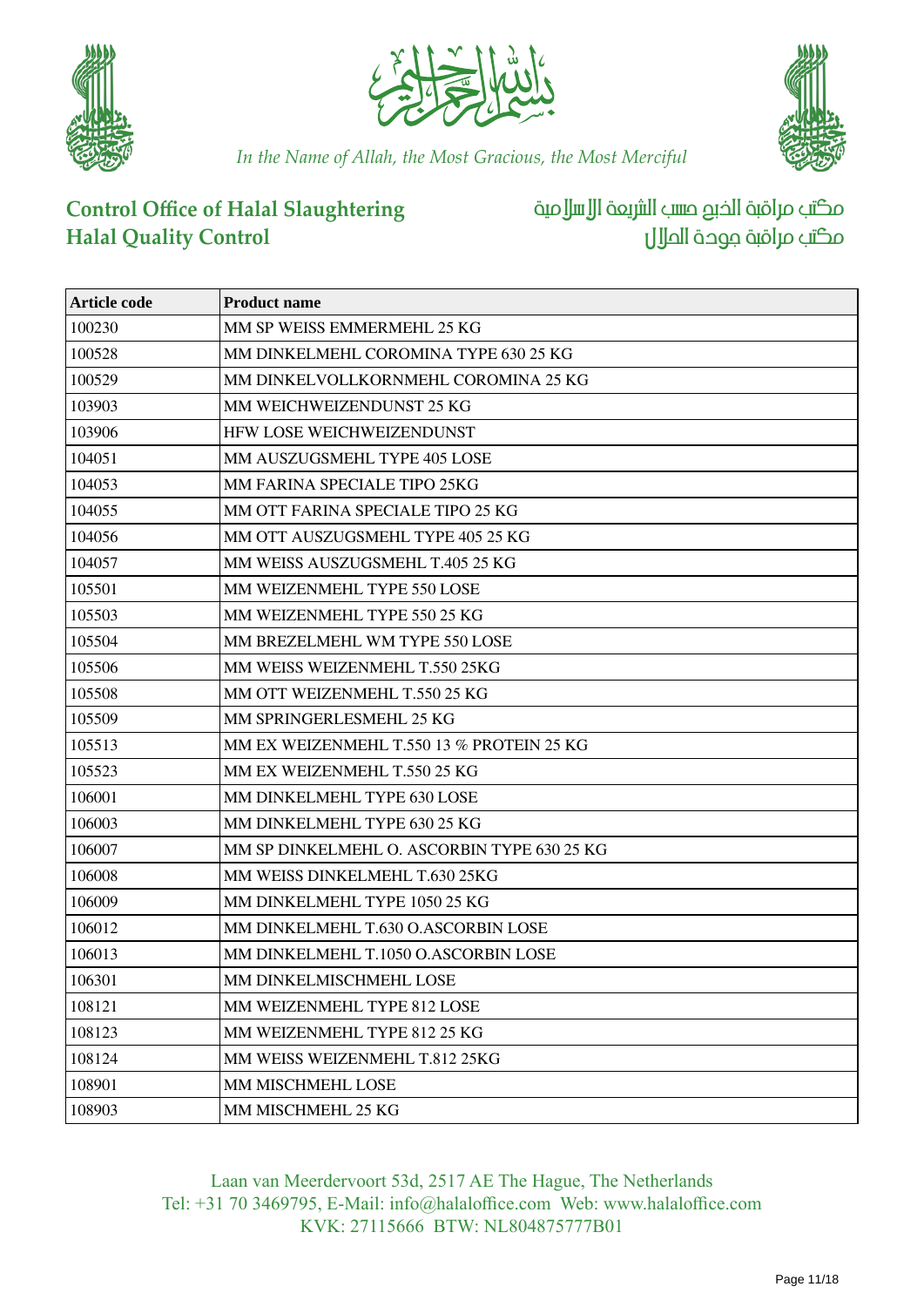In the Name of Allah, the Most Gracious, the Most Merciful

**Control Office of Halal Slaughtering**
**Halal Quality Control**

مكتب مراقبة الذبح حسب الشريعة الإسلامية
مكتب مراقبة جودة الحلال

| Article code | Product name |
|---|---|
| 100230 | MM SP WEISS EMMERMEHL 25 KG |
| 100528 | MM DINKELMEHL COROMINA TYPE 630 25 KG |
| 100529 | MM DINKELVOLLKORNMEHL COROMINA 25 KG |
| 103903 | MM WEICHWEIZENDUNST 25 KG |
| 103906 | HFW LOSE WEICHWEIZENDUNST |
| 104051 | MM AUSZUGSMEHL TYPE 405 LOSE |
| 104053 | MM FARINA SPECIALE TIPO 25KG |
| 104055 | MM OTT FARINA SPECIALE TIPO 25 KG |
| 104056 | MM OTT AUSZUGSMEHL TYPE 405 25 KG |
| 104057 | MM WEISS AUSZUGSMEHL T.405 25 KG |
| 105501 | MM WEIZENMEHL TYPE 550 LOSE |
| 105503 | MM WEIZENMEHL TYPE 550 25 KG |
| 105504 | MM BREZELMEHL WM TYPE 550 LOSE |
| 105506 | MM WEISS WEIZENMEHL T.550 25KG |
| 105508 | MM OTT WEIZENMEHL T.550 25 KG |
| 105509 | MM SPRINGERLESMEHL 25 KG |
| 105513 | MM EX WEIZENMEHL T.550 13 % PROTEIN 25 KG |
| 105523 | MM EX WEIZENMEHL T.550 25 KG |
| 106001 | MM DINKELMEHL TYPE 630 LOSE |
| 106003 | MM DINKELMEHL TYPE 630 25 KG |
| 106007 | MM SP DINKELMEHL O. ASCORBIN TYPE 630 25 KG |
| 106008 | MM WEISS DINKELMEHL T.630 25KG |
| 106009 | MM DINKELMEHL TYPE 1050 25 KG |
| 106012 | MM DINKELMEHL T.630 O.ASCORBIN LOSE |
| 106013 | MM DINKELMEHL T.1050 O.ASCORBIN LOSE |
| 106301 | MM DINKELMISCHMEHL LOSE |
| 108121 | MM WEIZENMEHL TYPE 812 LOSE |
| 108123 | MM WEIZENMEHL TYPE 812 25 KG |
| 108124 | MM WEISS WEIZENMEHL T.812 25KG |
| 108901 | MM MISCHMEHL LOSE |
| 108903 | MM MISCHMEHL 25 KG |

Laan van Meerdervoort 53d, 2517 AE The Hague, The Netherlands
Tel: +31 70 3469795, E-Mail: info@halaloffice.com Web: www.halaloffice.com
KVK: 27115666 BTW: NL804875777B01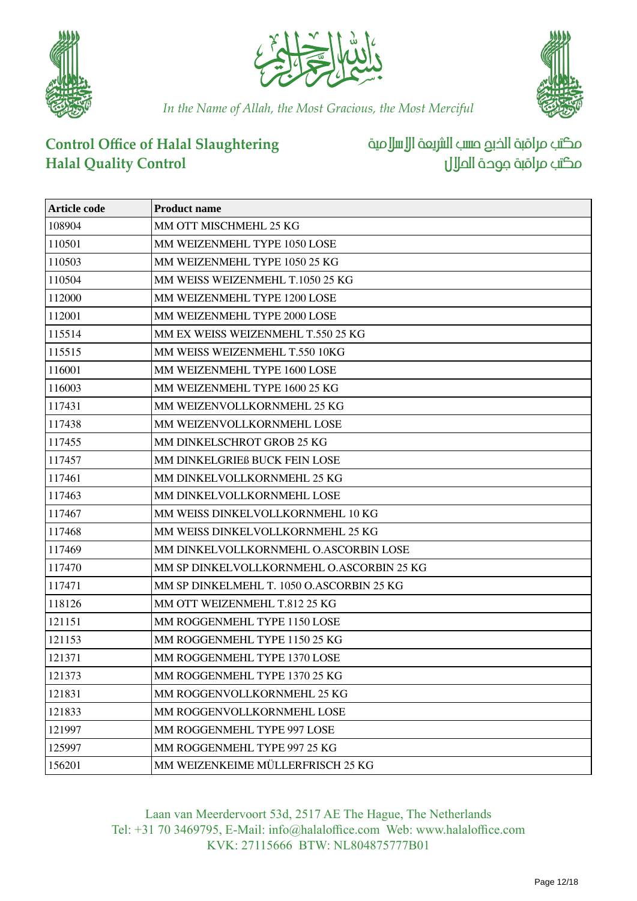In the Name of Allah, the Most Gracious, the Most Merciful

**Control Office of Halal Slaughtering**
**Halal Quality Control**

مكتب مراقبة الذبح حسب الشريعة الإسلامية
مكتب مراقبة جودة الحلال

| Article code | Product name |
|---|---|
| 108904 | MM OTT MISCHMEHL 25 KG |
| 110501 | MM WEIZENMEHL TYPE 1050 LOSE |
| 110503 | MM WEIZENMEHL TYPE 1050 25 KG |
| 110504 | MM WEISS WEIZENMEHL T.1050 25 KG |
| 112000 | MM WEIZENMEHL TYPE 1200 LOSE |
| 112001 | MM WEIZENMEHL TYPE 2000 LOSE |
| 115514 | MM EX WEISS WEIZENMEHL T.550 25 KG |
| 115515 | MM WEISS WEIZENMEHL T.550 10KG |
| 116001 | MM WEIZENMEHL TYPE 1600 LOSE |
| 116003 | MM WEIZENMEHL TYPE 1600 25 KG |
| 117431 | MM WEIZENVOLLKORNMEHL 25 KG |
| 117438 | MM WEIZENVOLLKORNMEHL LOSE |
| 117455 | MM DINKELSCHROT GROB 25 KG |
| 117457 | MM DINKELGRIEß BUCK FEIN LOSE |
| 117461 | MM DINKELVOLLKORNMEHL 25 KG |
| 117463 | MM DINKELVOLLKORNMEHL LOSE |
| 117467 | MM WEISS DINKELVOLLKORNMEHL 10 KG |
| 117468 | MM WEISS DINKELVOLLKORNMEHL 25 KG |
| 117469 | MM DINKELVOLLKORNMEHL O.ASCORBIN LOSE |
| 117470 | MM SP DINKELVOLLKORNMEHL O.ASCORBIN 25 KG |
| 117471 | MM SP DINKELMEHL T. 1050 O.ASCORBIN 25 KG |
| 118126 | MM OTT WEIZENMEHL T.812 25 KG |
| 121151 | MM ROGGENMEHL TYPE 1150 LOSE |
| 121153 | MM ROGGENMEHL TYPE 1150 25 KG |
| 121371 | MM ROGGENMEHL TYPE 1370 LOSE |
| 121373 | MM ROGGENMEHL TYPE 1370 25 KG |
| 121831 | MM ROGGENVOLLKORNMEHL 25 KG |
| 121833 | MM ROGGENVOLLKORNMEHL LOSE |
| 121997 | MM ROGGENMEHL TYPE 997 LOSE |
| 125997 | MM ROGGENMEHL TYPE 997 25 KG |
| 156201 | MM WEIZENKEIME MÜLLERFRISCH 25 KG |

Laan van Meerdervoort 53d, 2517 AE The Hague, The Netherlands
Tel: +31 70 3469795, E-Mail: info@halaloffice.com Web: www.halaloffice.com
KVK: 27115666 BTW: NL804875777B01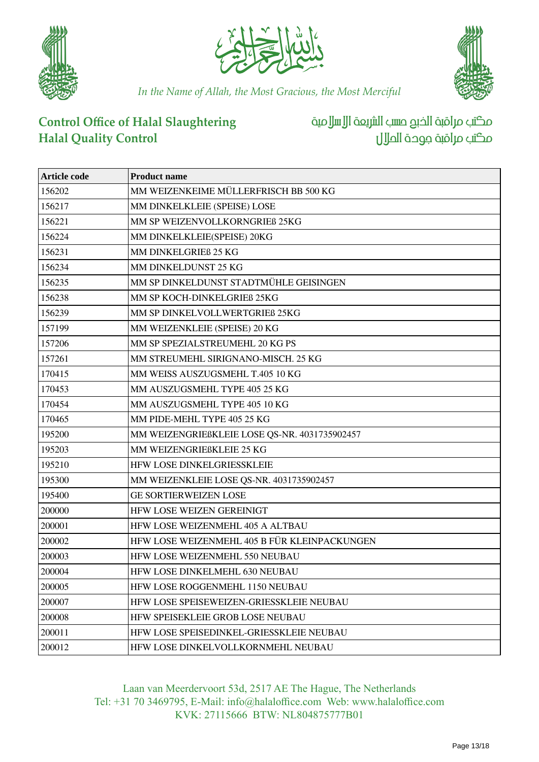In the Name of Allah, the Most Gracious, the Most Merciful

**Control Office of Halal Slaughtering**
**Halal Quality Control**

مكتب مراقبة الذبح حسب الشريعة الإسلامية
مكتب مراقبة جودة الحلال

| Article code | Product name |
|---|---|
| 156202 | MM WEIZENKEIME MÜLLERFRISCH BB 500 KG |
| 156217 | MM DINKELKLEIE (SPEISE) LOSE |
| 156221 | MM SP WEIZENVOLLKORNGRIEß 25KG |
| 156224 | MM DINKELKLEIE(SPEISE) 20KG |
| 156231 | MM DINKELGRIEß 25 KG |
| 156234 | MM DINKELDUNST 25 KG |
| 156235 | MM SP DINKELDUNST STADTMÜHLE GEISINGEN |
| 156238 | MM SP KOCH-DINKELGRIEß 25KG |
| 156239 | MM SP DINKELVOLLWERTGRIEß 25KG |
| 157199 | MM WEIZENKLEIE (SPEISE) 20 KG |
| 157206 | MM SP SPEZIALSTREUMEHL 20 KG PS |
| 157261 | MM STREUMEHL SIRIGNANO-MISCH. 25 KG |
| 170415 | MM WEISS AUSZUGSMEHL T.405 10 KG |
| 170453 | MM AUSZUGSMEHL TYPE 405 25 KG |
| 170454 | MM AUSZUGSMEHL TYPE 405 10 KG |
| 170465 | MM PIDE-MEHL TYPE 405 25 KG |
| 195200 | MM WEIZENGRIEßKLEIE LOSE QS-NR. 4031735902457 |
| 195203 | MM WEIZENGRIEßKLEIE 25 KG |
| 195210 | HFW LOSE DINKELGRIESSKLEIE |
| 195300 | MM WEIZENKLEIE LOSE QS-NR. 4031735902457 |
| 195400 | GE SORTIERWEIZEN LOSE |
| 200000 | HFW LOSE WEIZEN GEREINIGT |
| 200001 | HFW LOSE WEIZENMEHL 405 A ALTBAU |
| 200002 | HFW LOSE WEIZENMEHL 405 B FÜR KLEINPACKUNGEN |
| 200003 | HFW LOSE WEIZENMEHL 550 NEUBAU |
| 200004 | HFW LOSE DINKELMEHL 630 NEUBAU |
| 200005 | HFW LOSE ROGGENMEHL 1150 NEUBAU |
| 200007 | HFW LOSE SPEISEWEIZEN-GRIESSKLEIE NEUBAU |
| 200008 | HFW SPEISEKLEIE GROB LOSE NEUBAU |
| 200011 | HFW LOSE SPEISEDINKEL-GRIESSKLEIE NEUBAU |
| 200012 | HFW LOSE DINKELVOLLKORNMEHL NEUBAU |

Laan van Meerdervoort 53d, 2517 AE The Hague, The Netherlands
Tel: +31 70 3469795, E-Mail: info@halaloffice.com Web: www.halaloffice.com
KVK: 27115666 BTW: NL804875777B01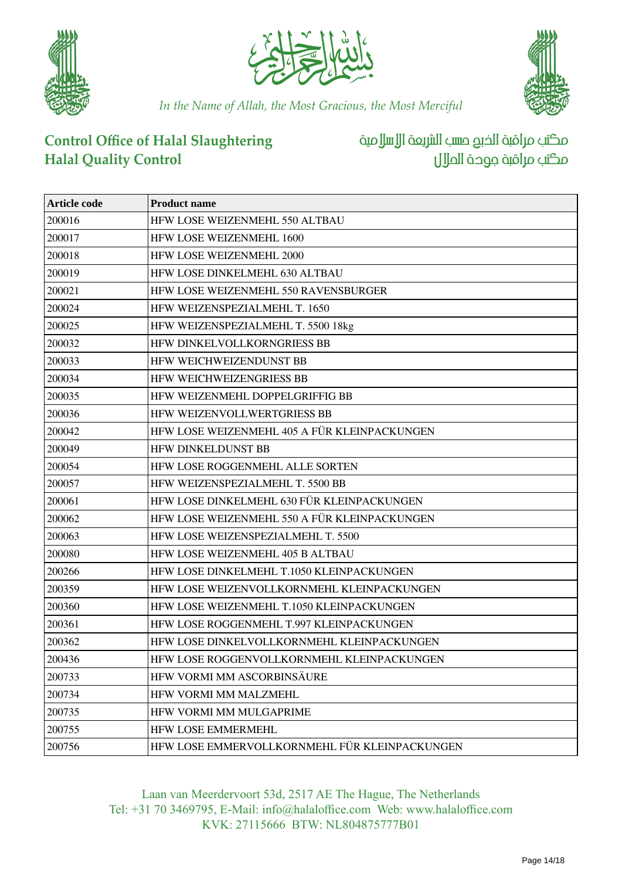*In the Name of Allah, the Most Gracious, the Most Merciful*

**Control Office of Halal Slaughtering**
**Halal Quality Control**

مكتب مراقبة الذبح حسب الشريعة الإسلامية
مكتب مراقبة جودة الحلال

| Article code | Product name |
|---|---|
| 200016 | HFW LOSE WEIZENMEHL 550 ALTBAU |
| 200017 | HFW LOSE WEIZENMEHL 1600 |
| 200018 | HFW LOSE WEIZENMEHL 2000 |
| 200019 | HFW LOSE DINKELMEHL 630 ALTBAU |
| 200021 | HFW LOSE WEIZENMEHL 550 RAVENSBURGER |
| 200024 | HFW WEIZENSPEZIALMEHL T. 1650 |
| 200025 | HFW WEIZENSPEZIALMEHL T. 5500 18kg |
| 200032 | HFW DINKELVOLLKORNGRIESS BB |
| 200033 | HFW WEICHWEIZENDUNST BB |
| 200034 | HFW WEICHWEIZENGRIESS BB |
| 200035 | HFW WEIZENMEHL DOPPELGRIFFIG BB |
| 200036 | HFW WEIZENVOLLWERTGRIESS BB |
| 200042 | HFW LOSE WEIZENMEHL 405 A FÜR KLEINPACKUNGEN |
| 200049 | HFW DINKELDUNST BB |
| 200054 | HFW LOSE ROGGENMEHL ALLE SORTEN |
| 200057 | HFW WEIZENSPEZIALMEHL T. 5500 BB |
| 200061 | HFW LOSE DINKELMEHL 630 FÜR KLEINPACKUNGEN |
| 200062 | HFW LOSE WEIZENMEHL 550 A FÜR KLEINPACKUNGEN |
| 200063 | HFW LOSE WEIZENSPEZIALMEHL T. 5500 |
| 200080 | HFW LOSE WEIZENMEHL 405 B ALTBAU |
| 200266 | HFW LOSE DINKELMEHL T.1050 KLEINPACKUNGEN |
| 200359 | HFW LOSE WEIZENVOLLKORNMEHL KLEINPACKUNGEN |
| 200360 | HFW LOSE WEIZENMEHL T.1050 KLEINPACKUNGEN |
| 200361 | HFW LOSE ROGGENMEHL T.997 KLEINPACKUNGEN |
| 200362 | HFW LOSE DINKELVOLLKORNMEHL KLEINPACKUNGEN |
| 200436 | HFW LOSE ROGGENVOLLKORNMEHL KLEINPACKUNGEN |
| 200733 | HFW VORMI MM ASCORBINSÄURE |
| 200734 | HFW VORMI MM MALZMEHL |
| 200735 | HFW VORMI MM MULGAPRIME |
| 200755 | HFW LOSE EMMERMEHL |
| 200756 | HFW LOSE EMMERVOLLKORNMEHL FÜR KLEINPACKUNGEN |

Laan van Meerdervoort 53d, 2517 AE The Hague, The Netherlands
Tel: +31 70 3469795, E-Mail: info@halaloffice.com Web: www.halaloffice.com
KVK: 27115666 BTW: NL804875777B01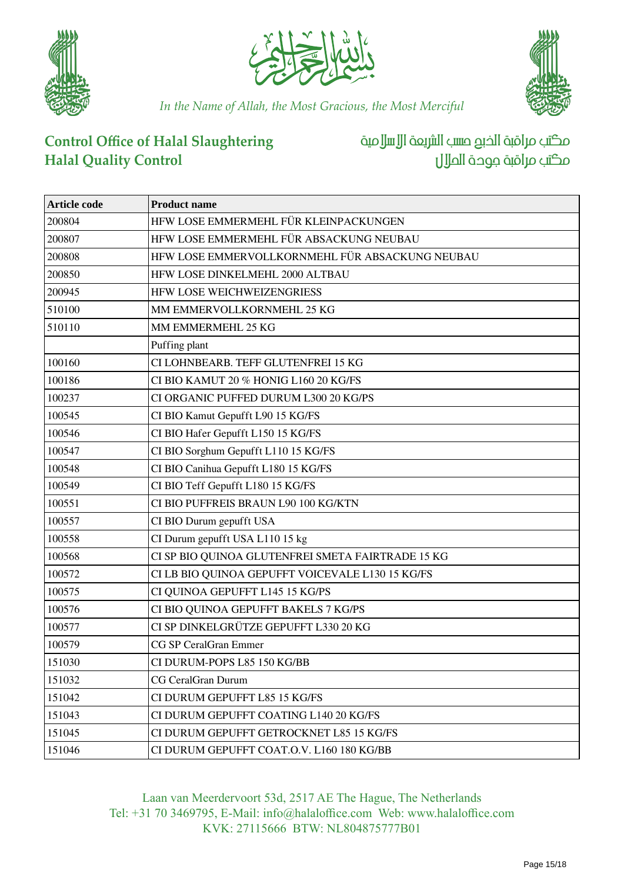In the Name of Allah, the Most Gracious, the Most Merciful

**Control Office of Halal Slaughtering**
**Halal Quality Control**

مكتب مراقبة الذبح حسب الشريعة الإسلامية
مكتب مراقبة جودة الحلال

| Article code | Product name |
|---|---|
| 200804 | HFW LOSE EMMERMEHL FÜR KLEINPACKUNGEN |
| 200807 | HFW LOSE EMMERMEHL FÜR ABSACKUNG NEUBAU |
| 200808 | HFW LOSE EMMERVOLLKORNMEHL FÜR ABSACKUNG NEUBAU |
| 200850 | HFW LOSE DINKELMEHL 2000 ALTBAU |
| 200945 | HFW LOSE WEICHWEIZENGRIESS |
| 510100 | MM EMMERVOLLKORNMEHL 25 KG |
| 510110 | MM EMMERMEHL 25 KG |
| | Puffing plant |
| 100160 | CI LOHNBEARB. TEFF GLUTENFREI 15 KG |
| 100186 | CI BIO KAMUT 20 % HONIG L160 20 KG/FS |
| 100237 | CI ORGANIC PUFFED DURUM L300 20 KG/PS |
| 100545 | CI BIO Kamut Gepufft L90 15 KG/FS |
| 100546 | CI BIO Hafer Gepufft L150 15 KG/FS |
| 100547 | CI BIO Sorghum Gepufft L110 15 KG/FS |
| 100548 | CI BIO Canihua Gepufft L180 15 KG/FS |
| 100549 | CI BIO Teff Gepufft L180 15 KG/FS |
| 100551 | CI BIO PUFFREIS BRAUN L90 100 KG/KTN |
| 100557 | CI BIO Durum gepufft USA |
| 100558 | CI Durum gepufft USA L110 15 kg |
| 100568 | CI SP BIO QUINOA GLUTENFREI SMETA FAIRTRADE 15 KG |
| 100572 | CI LB BIO QUINOA GEPUFFT VOICEVALE L130 15 KG/FS |
| 100575 | CI QUINOA GEPUFFT L145 15 KG/PS |
| 100576 | CI BIO QUINOA GEPUFFT BAKELS 7 KG/PS |
| 100577 | CI SP DINKELGRÜTZE GEPUFFT L330 20 KG |
| 100579 | CG SP CeralGran Emmer |
| 151030 | CI DURUM-POPS L85 150 KG/BB |
| 151032 | CG CeralGran Durum |
| 151042 | CI DURUM GEPUFFT L85 15 KG/FS |
| 151043 | CI DURUM GEPUFFT COATING L140 20 KG/FS |
| 151045 | CI DURUM GEPUFFT GETROCKNET L85 15 KG/FS |
| 151046 | CI DURUM GEPUFFT COAT.O.V. L160 180 KG/BB |

Laan van Meerdervoort 53d, 2517 AE The Hague, The Netherlands
Tel: +31 70 3469795, E-Mail: info@halaloffice.com Web: www.halaloffice.com
KVK: 27115666 BTW: NL804875777B01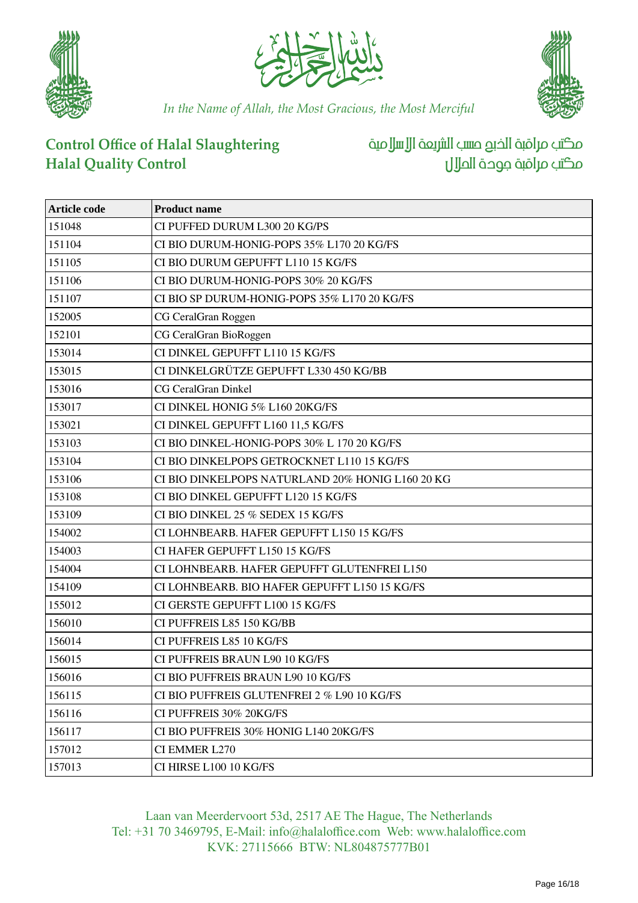In the Name of Allah, the Most Gracious, the Most Merciful

**Control Office of Halal Slaughtering**
**Halal Quality Control**

مكتب مراقبة الذبح حسب الشريعة الإسلامية
مكتب مراقبة جودة الحلال

| Article code | Product name |
|---|---|
| 151048 | CI PUFFED DURUM L300 20 KG/PS |
| 151104 | CI BIO DURUM-HONIG-POPS 35% L170 20 KG/FS |
| 151105 | CI BIO DURUM GEPUFFT L110 15 KG/FS |
| 151106 | CI BIO DURUM-HONIG-POPS 30% 20 KG/FS |
| 151107 | CI BIO SP DURUM-HONIG-POPS 35% L170 20 KG/FS |
| 152005 | CG CeralGran Roggen |
| 152101 | CG CeralGran BioRoggen |
| 153014 | CI DINKEL GEPUFFT L110 15 KG/FS |
| 153015 | CI DINKELGRÜTZE GEPUFFT L330 450 KG/BB |
| 153016 | CG CeralGran Dinkel |
| 153017 | CI DINKEL HONIG 5% L160 20KG/FS |
| 153021 | CI DINKEL GEPUFFT L160 11,5 KG/FS |
| 153103 | CI BIO DINKEL-HONIG-POPS 30% L 170 20 KG/FS |
| 153104 | CI BIO DINKELPOPS GETROCKNET L110 15 KG/FS |
| 153106 | CI BIO DINKELPOPS NATURLAND 20% HONIG L160 20 KG |
| 153108 | CI BIO DINKEL GEPUFFT L120 15 KG/FS |
| 153109 | CI BIO DINKEL 25 % SEDEX 15 KG/FS |
| 154002 | CI LOHNBEARB. HAFER GEPUFFT L150 15 KG/FS |
| 154003 | CI HAFER GEPUFFT L150 15 KG/FS |
| 154004 | CI LOHNBEARB. HAFER GEPUFFT GLUTENFREI L150 |
| 154109 | CI LOHNBEARB. BIO HAFER GEPUFFT L150 15 KG/FS |
| 155012 | CI GERSTE GEPUFFT L100 15 KG/FS |
| 156010 | CI PUFFREIS L85 150 KG/BB |
| 156014 | CI PUFFREIS L85 10 KG/FS |
| 156015 | CI PUFFREIS BRAUN L90 10 KG/FS |
| 156016 | CI BIO PUFFREIS BRAUN L90 10 KG/FS |
| 156115 | CI BIO PUFFREIS GLUTENFREI 2 % L90 10 KG/FS |
| 156116 | CI PUFFREIS 30% 20KG/FS |
| 156117 | CI BIO PUFFREIS 30% HONIG L140 20KG/FS |
| 157012 | CI EMMER L270 |
| 157013 | CI HIRSE L100 10 KG/FS |

Laan van Meerdervoort 53d, 2517 AE The Hague, The Netherlands
Tel: +31 70 3469795, E-Mail: info@halaloffice.com Web: www.halaloffice.com
KVK: 27115666 BTW: NL804875777B01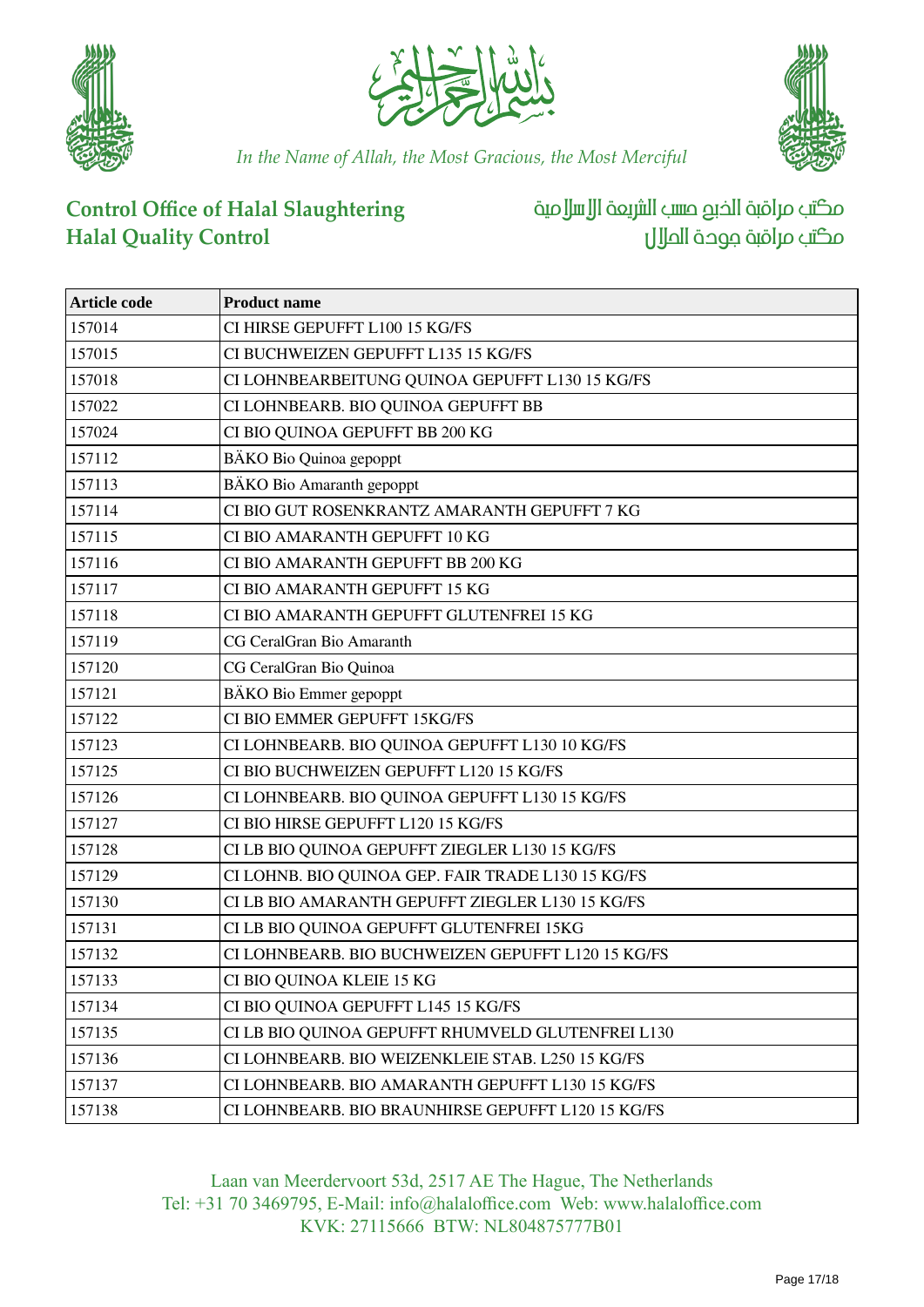*In the Name of Allah, the Most Gracious, the Most Merciful*

**Control Office of Halal Slaughtering**
**Halal Quality Control**

مكتب مراقبة الذبح حسب الشريعة الإسلامية
مكتب مراقبة جودة الحلال

| Article code | Product name |
|---|---|
| 157014 | CI HIRSE GEPUFFT L100 15 KG/FS |
| 157015 | CI BUCHWEIZEN GEPUFFT L135 15 KG/FS |
| 157018 | CI LOHNBEARBEITUNG QUINOA GEPUFFT L130 15 KG/FS |
| 157022 | CI LOHNBEARB. BIO QUINOA GEPUFFT BB |
| 157024 | CI BIO QUINOA GEPUFFT BB 200 KG |
| 157112 | BÄKO Bio Quinoa gepoppt |
| 157113 | BÄKO Bio Amaranth gepoppt |
| 157114 | CI BIO GUT ROSENKRANTZ AMARANTH GEPUFFT 7 KG |
| 157115 | CI BIO AMARANTH GEPUFFT 10 KG |
| 157116 | CI BIO AMARANTH GEPUFFT BB 200 KG |
| 157117 | CI BIO AMARANTH GEPUFFT 15 KG |
| 157118 | CI BIO AMARANTH GEPUFFT GLUTENFREI 15 KG |
| 157119 | CG CeralGran Bio Amaranth |
| 157120 | CG CeralGran Bio Quinoa |
| 157121 | BÄKO Bio Emmer gepoppt |
| 157122 | CI BIO EMMER GEPUFFT 15KG/FS |
| 157123 | CI LOHNBEARB. BIO QUINOA GEPUFFT L130 10 KG/FS |
| 157125 | CI BIO BUCHWEIZEN GEPUFFT L120 15 KG/FS |
| 157126 | CI LOHNBEARB. BIO QUINOA GEPUFFT L130 15 KG/FS |
| 157127 | CI BIO HIRSE GEPUFFT L120 15 KG/FS |
| 157128 | CI LB BIO QUINOA GEPUFFT ZIEGLER L130 15 KG/FS |
| 157129 | CI LOHNB. BIO QUINOA GEP. FAIR TRADE L130 15 KG/FS |
| 157130 | CI LB BIO AMARANTH GEPUFFT ZIEGLER L130 15 KG/FS |
| 157131 | CI LB BIO QUINOA GEPUFFT GLUTENFREI 15KG |
| 157132 | CI LOHNBEARB. BIO BUCHWEIZEN GEPUFFT L120 15 KG/FS |
| 157133 | CI BIO QUINOA KLEIE 15 KG |
| 157134 | CI BIO QUINOA GEPUFFT L145 15 KG/FS |
| 157135 | CI LB BIO QUINOA GEPUFFT RHUMVELD GLUTENFREI L130 |
| 157136 | CI LOHNBEARB. BIO WEIZENKLEIE STAB. L250 15 KG/FS |
| 157137 | CI LOHNBEARB. BIO AMARANTH GEPUFFT L130 15 KG/FS |
| 157138 | CI LOHNBEARB. BIO BRAUNHIRSE GEPUFFT L120 15 KG/FS |

Laan van Meerdervoort 53d, 2517 AE The Hague, The Netherlands
Tel: +31 70 3469795, E-Mail: info@halaloffice.com Web: www.halaloffice.com
KVK: 27115666 BTW: NL804875777B01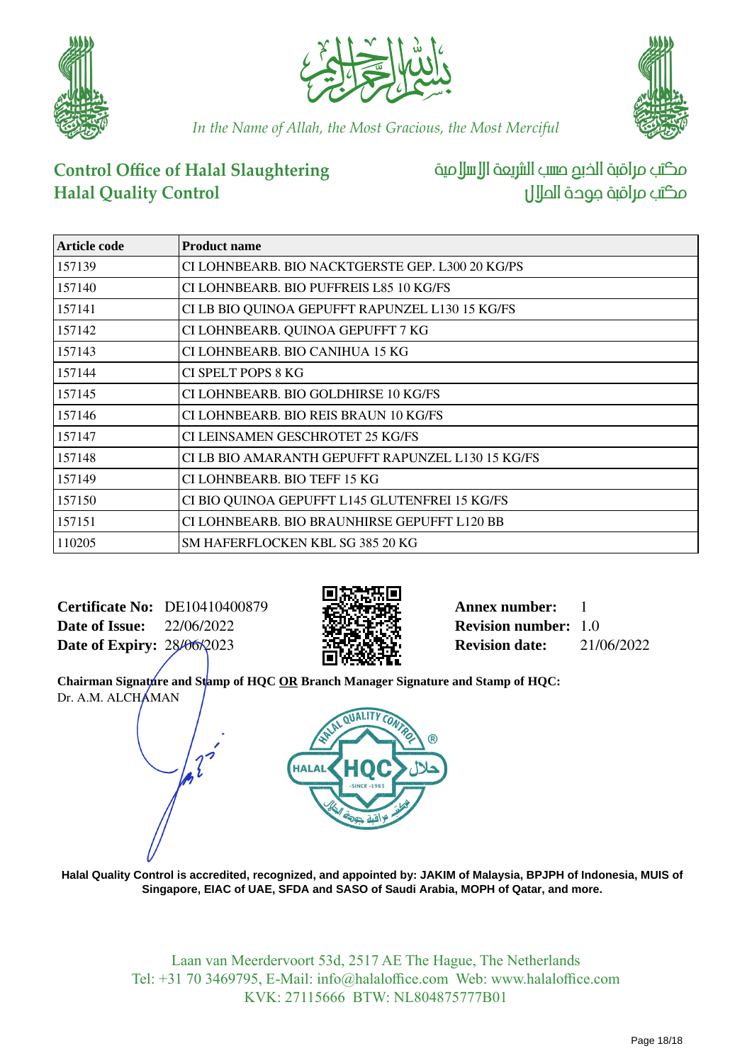*In the Name of Allah, the Most Gracious, the Most Merciful*

## Control Office of Halal Slaughtering
## Halal Quality Control

مكتب مراقبة الذبح حسب الشريعة الإسلامية
مكتب مراقبة جودة الحلال

| Article code | Product name |
|---|---|
| 157139 | CI LOHNBEARB. BIO NACKTGERSTE GEP. L300 20 KG/PS |
| 157140 | CI LOHNBEARB. BIO PUFFREIS L85 10 KG/FS |
| 157141 | CI LB BIO QUINOA GEPUFFT RAPUNZEL L130 15 KG/FS |
| 157142 | CI LOHNBEARB. QUINOA GEPUFFT 7 KG |
| 157143 | CI LOHNBEARB. BIO CANIHUA 15 KG |
| 157144 | CI SPELT POPS 8 KG |
| 157145 | CI LOHNBEARB. BIO GOLDHIRSE 10 KG/FS |
| 157146 | CI LOHNBEARB. BIO REIS BRAUN 10 KG/FS |
| 157147 | CI LEINSAMEN GESCHROTET 25 KG/FS |
| 157148 | CI LB BIO AMARANTH GEPUFFT RAPUNZEL L130 15 KG/FS |
| 157149 | CI LOHNBEARB. BIO TEFF 15 KG |
| 157150 | CI BIO QUINOA GEPUFFT L145 GLUTENFREI 15 KG/FS |
| 157151 | CI LOHNBEARB. BIO BRAUNHIRSE GEPUFFT L120 BB |
| 110205 | SM HAFERFLOCKEN KBL SG 385 20 KG |

**Certificate No:** DE10410400879
**Date of Issue:** 22/06/2022
**Date of Expiry:** 28/06/2023

**Annex number:** 1
**Revision number:** 1.0
**Revision date:** 21/06/2022

**Chairman Signature and Stamp of HQC OR Branch Manager Signature and Stamp of HQC:**
Dr. A.M. ALCHAMAN

**Halal Quality Control is accredited, recognized, and appointed by: JAKIM of Malaysia, BPJPH of Indonesia, MUIS of Singapore, EIAC of UAE, SFDA and SASO of Saudi Arabia, MOPH of Qatar, and more.**

Laan van Meerdervoort 53d, 2517 AE The Hague, The Netherlands
Tel: +31 70 3469795, E-Mail: info@halaloffice.com Web: www.halaloffice.com
KVK: 27115666 BTW: NL804875777B01